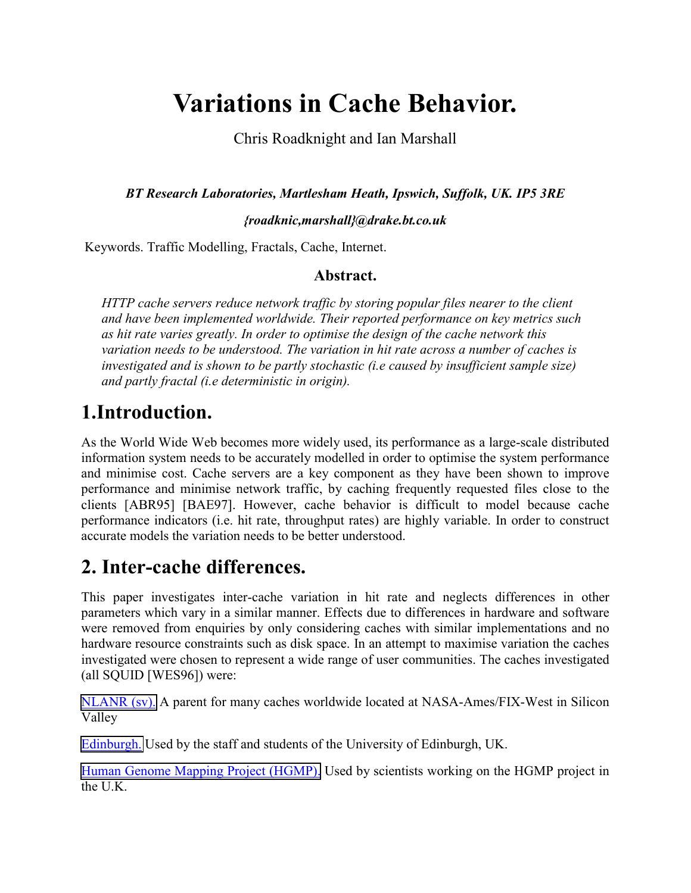# Variations in Cache Behavior.

Chris Roadknight and Ian Marshall

***BT Research Laboratories, Martlesham Heath, Ipswich, Suffolk, UK. IP5 3RE***

***{roadknic,marshall}@drake.bt.co.uk***

Keywords. Traffic Modelling, Fractals, Cache, Internet.

## Abstract.

*HTTP cache servers reduce network traffic by storing popular files nearer to the client and have been implemented worldwide. Their reported performance on key metrics such as hit rate varies greatly. In order to optimise the design of the cache network this variation needs to be understood. The variation in hit rate across a number of caches is investigated and is shown to be partly stochastic (i.e caused by insufficient sample size) and partly fractal (i.e deterministic in origin).*

# 1.Introduction.

As the World Wide Web becomes more widely used, its performance as a large-scale distributed information system needs to be accurately modelled in order to optimise the system performance and minimise cost. Cache servers are a key component as they have been shown to improve performance and minimise network traffic, by caching frequently requested files close to the clients [ABR95] [BAE97]. However, cache behavior is difficult to model because cache performance indicators (i.e. hit rate, throughput rates) are highly variable. In order to construct accurate models the variation needs to be better understood.

# 2. Inter-cache differences.

This paper investigates inter-cache variation in hit rate and neglects differences in other parameters which vary in a similar manner. Effects due to differences in hardware and software were removed from enquiries by only considering caches with similar implementations and no hardware resource constraints such as disk space. In an attempt to maximise variation the caches investigated were chosen to represent a wide range of user communities. The caches investigated (all SQUID [WES96]) were:

NLANR (sv). A parent for many caches worldwide located at NASA-Ames/FIX-West in Silicon Valley

Edinburgh. Used by the staff and students of the University of Edinburgh, UK.

Human Genome Mapping Project (HGMP). Used by scientists working on the HGMP project in the U.K.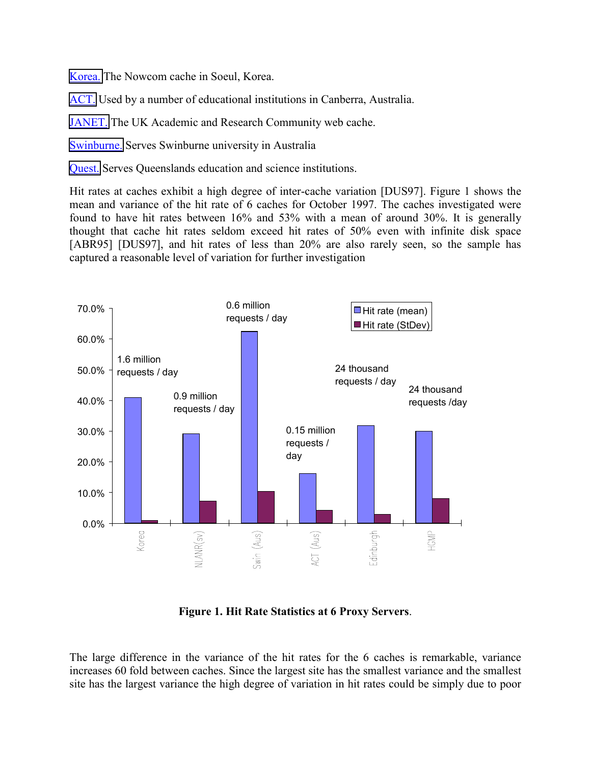Korea. The Nowcom cache in Soeul, Korea.

ACT. Used by a number of educational institutions in Canberra, Australia.

JANET. The UK Academic and Research Community web cache.

Swinburne. Serves Swinburne university in Australia

Quest. Serves Queenslands education and science institutions.

Hit rates at caches exhibit a high degree of inter-cache variation [DUS97]. Figure 1 shows the mean and variance of the hit rate of 6 caches for October 1997. The caches investigated were found to have hit rates between 16% and 53% with a mean of around 30%. It is generally thought that cache hit rates seldom exceed hit rates of 50% even with infinite disk space [ABR95] [DUS97], and hit rates of less than 20% are also rarely seen, so the sample has captured a reasonable level of variation for further investigation

**Figure 1. Hit Rate Statistics at 6 Proxy Servers**.

The large difference in the variance of the hit rates for the 6 caches is remarkable, variance increases 60 fold between caches. Since the largest site has the smallest variance and the smallest site has the largest variance the high degree of variation in hit rates could be simply due to poor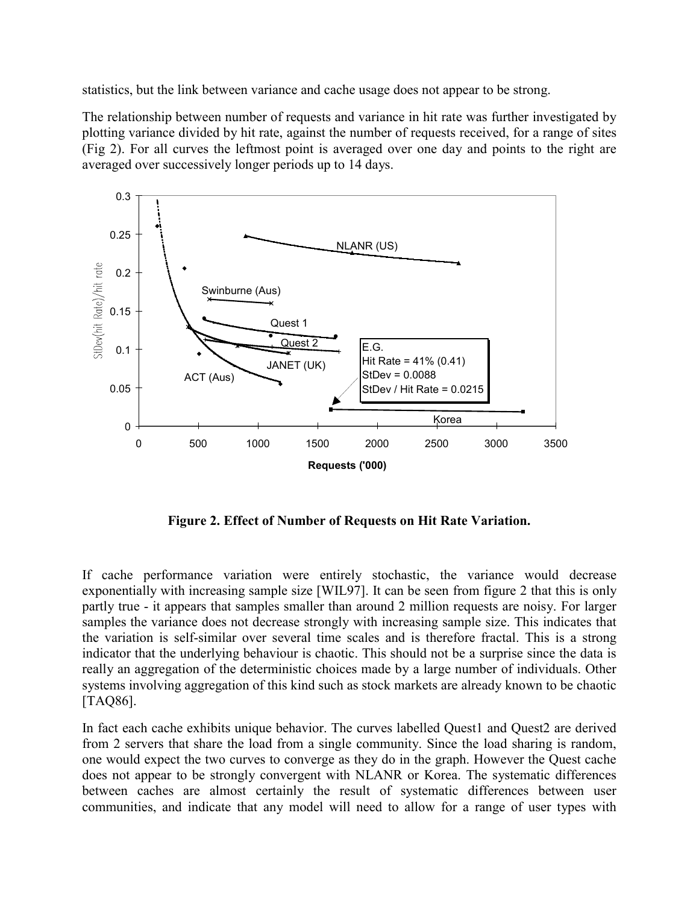statistics, but the link between variance and cache usage does not appear to be strong.

The relationship between number of requests and variance in hit rate was further investigated by plotting variance divided by hit rate, against the number of requests received, for a range of sites (Fig 2). For all curves the leftmost point is averaged over one day and points to the right are averaged over successively longer periods up to 14 days.

**Figure 2. Effect of Number of Requests on Hit Rate Variation.**

If cache performance variation were entirely stochastic, the variance would decrease exponentially with increasing sample size [WIL97]. It can be seen from figure 2 that this is only partly true - it appears that samples smaller than around 2 million requests are noisy. For larger samples the variance does not decrease strongly with increasing sample size. This indicates that the variation is self-similar over several time scales and is therefore fractal. This is a strong indicator that the underlying behaviour is chaotic. This should not be a surprise since the data is really an aggregation of the deterministic choices made by a large number of individuals. Other systems involving aggregation of this kind such as stock markets are already known to be chaotic [TAQ86].

In fact each cache exhibits unique behavior. The curves labelled Quest1 and Quest2 are derived from 2 servers that share the load from a single community. Since the load sharing is random, one would expect the two curves to converge as they do in the graph. However the Quest cache does not appear to be strongly convergent with NLANR or Korea. The systematic differences between caches are almost certainly the result of systematic differences between user communities, and indicate that any model will need to allow for a range of user types with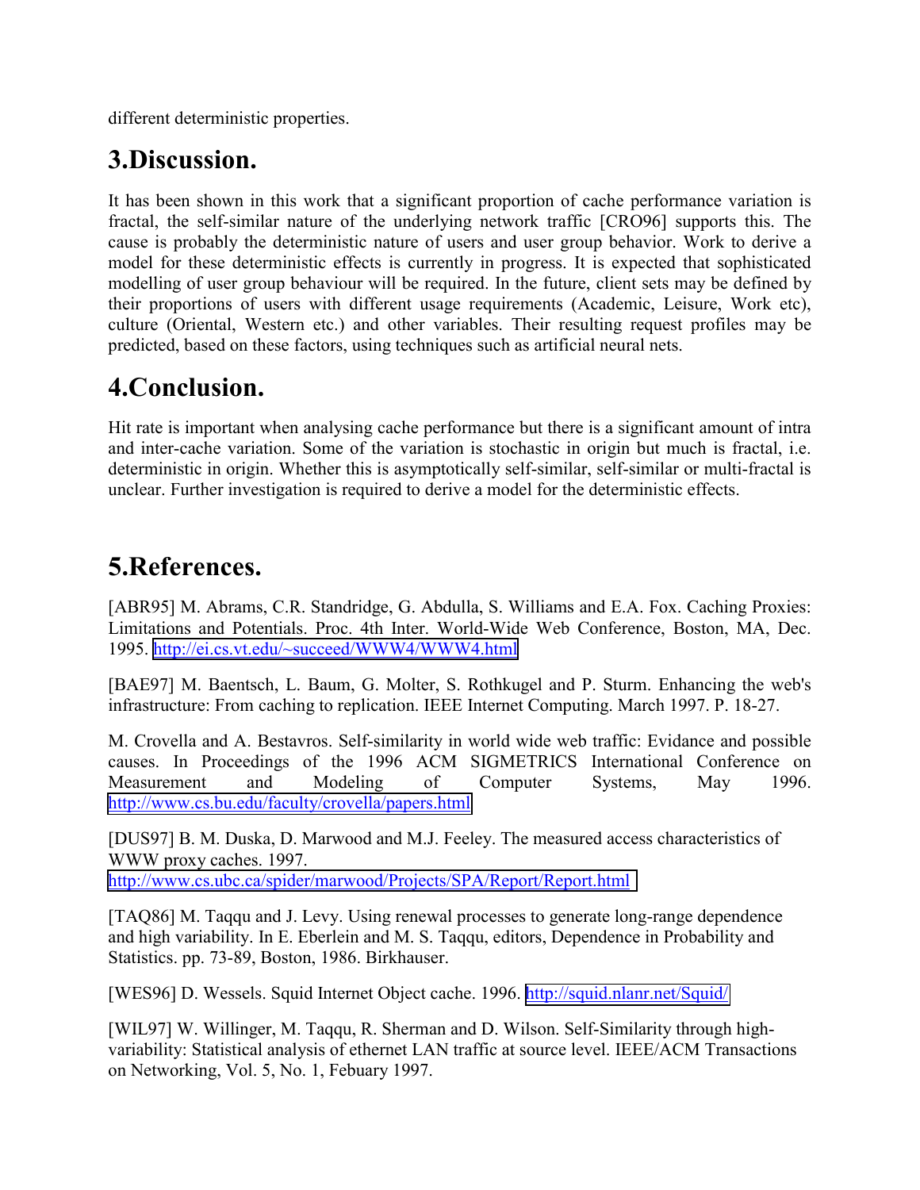different deterministic properties.

# 3.Discussion.

It has been shown in this work that a significant proportion of cache performance variation is fractal, the self-similar nature of the underlying network traffic [CRO96] supports this. The cause is probably the deterministic nature of users and user group behavior. Work to derive a model for these deterministic effects is currently in progress. It is expected that sophisticated modelling of user group behaviour will be required. In the future, client sets may be defined by their proportions of users with different usage requirements (Academic, Leisure, Work etc), culture (Oriental, Western etc.) and other variables. Their resulting request profiles may be predicted, based on these factors, using techniques such as artificial neural nets.

# 4.Conclusion.

Hit rate is important when analysing cache performance but there is a significant amount of intra and inter-cache variation. Some of the variation is stochastic in origin but much is fractal, i.e. deterministic in origin. Whether this is asymptotically self-similar, self-similar or multi-fractal is unclear. Further investigation is required to derive a model for the deterministic effects.

# 5.References.

[ABR95] M. Abrams, C.R. Standridge, G. Abdulla, S. Williams and E.A. Fox. Caching Proxies: Limitations and Potentials. Proc. 4th Inter. World-Wide Web Conference, Boston, MA, Dec. 1995. http://ei.cs.vt.edu/~succeed/WWW4/WWW4.html

[BAE97] M. Baentsch, L. Baum, G. Molter, S. Rothkugel and P. Sturm. Enhancing the web's infrastructure: From caching to replication. IEEE Internet Computing. March 1997. P. 18-27.

M. Crovella and A. Bestavros. Self-similarity in world wide web traffic: Evidance and possible causes. In Proceedings of the 1996 ACM SIGMETRICS International Conference on Measurement and Modeling of Computer Systems, May 1996. http://www.cs.bu.edu/faculty/crovella/papers.html

[DUS97] B. M. Duska, D. Marwood and M.J. Feeley. The measured access characteristics of WWW proxy caches. 1997. http://www.cs.ubc.ca/spider/marwood/Projects/SPA/Report/Report.html

[TAQ86] M. Taqqu and J. Levy. Using renewal processes to generate long-range dependence and high variability. In E. Eberlein and M. S. Taqqu, editors, Dependence in Probability and Statistics. pp. 73-89, Boston, 1986. Birkhauser.

[WES96] D. Wessels. Squid Internet Object cache. 1996. http://squid.nlanr.net/Squid/

[WIL97] W. Willinger, M. Taqqu, R. Sherman and D. Wilson. Self-Similarity through high-variability: Statistical analysis of ethernet LAN traffic at source level. IEEE/ACM Transactions on Networking, Vol. 5, No. 1, Febuary 1997.